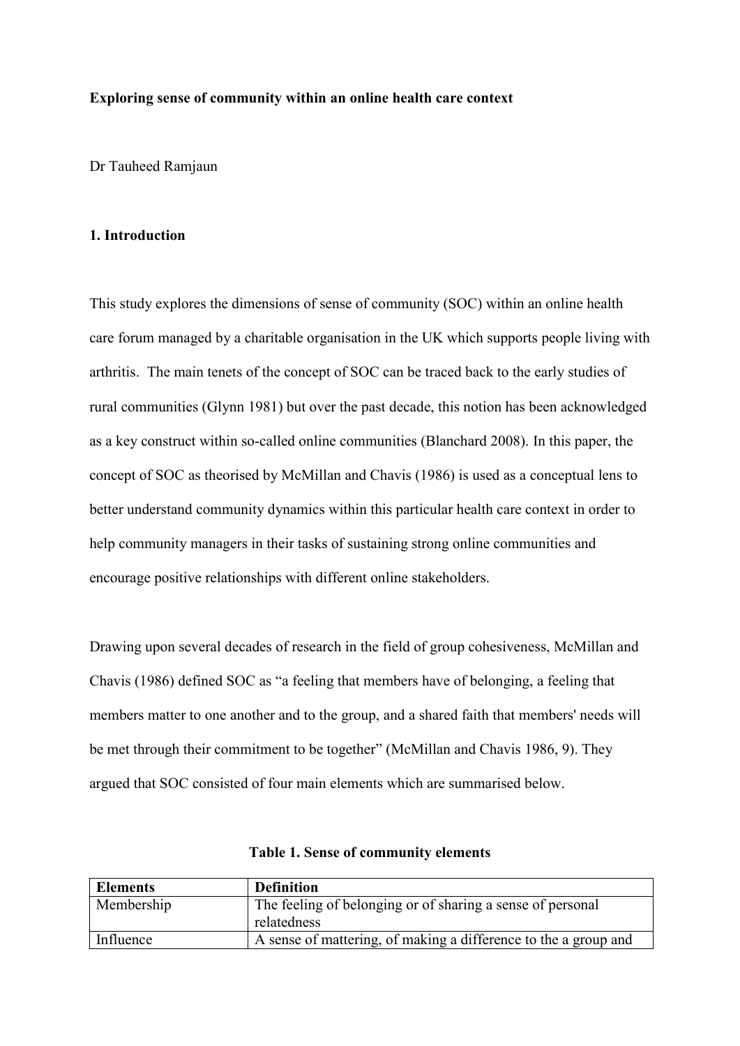**Exploring sense of community within an online health care context**

Dr Tauheed Ramjaun

## 1. Introduction

This study explores the dimensions of sense of community (SOC) within an online health care forum managed by a charitable organisation in the UK which supports people living with arthritis. The main tenets of the concept of SOC can be traced back to the early studies of rural communities (Glynn 1981) but over the past decade, this notion has been acknowledged as a key construct within so-called online communities (Blanchard 2008). In this paper, the concept of SOC as theorised by McMillan and Chavis (1986) is used as a conceptual lens to better understand community dynamics within this particular health care context in order to help community managers in their tasks of sustaining strong online communities and encourage positive relationships with different online stakeholders.

Drawing upon several decades of research in the field of group cohesiveness, McMillan and Chavis (1986) defined SOC as "a feeling that members have of belonging, a feeling that members matter to one another and to the group, and a shared faith that members' needs will be met through their commitment to be together" (McMillan and Chavis 1986, 9). They argued that SOC consisted of four main elements which are summarised below.

**Table 1. Sense of community elements**

| Elements | Definition |
|---|---|
| Membership | The feeling of belonging or of sharing a sense of personal relatedness |
| Influence | A sense of mattering, of making a difference to the a group and |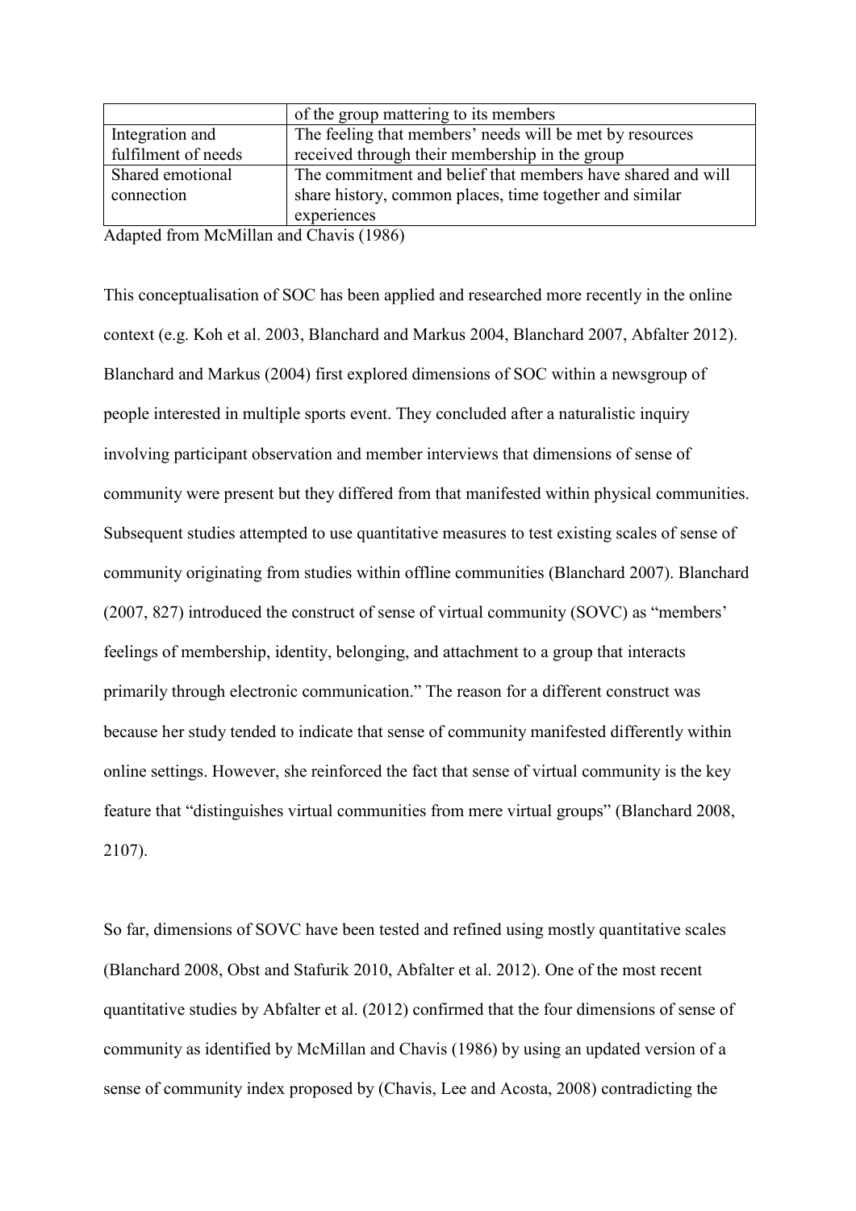| | |
|---|---|
| | of the group mattering to its members |
| Integration and fulfilment of needs | The feeling that members' needs will be met by resources received through their membership in the group |
| Shared emotional connection | The commitment and belief that members have shared and will share history, common places, time together and similar experiences |

Adapted from McMillan and Chavis (1986)

This conceptualisation of SOC has been applied and researched more recently in the online context (e.g. Koh et al. 2003, Blanchard and Markus 2004, Blanchard 2007, Abfalter 2012). Blanchard and Markus (2004) first explored dimensions of SOC within a newsgroup of people interested in multiple sports event. They concluded after a naturalistic inquiry involving participant observation and member interviews that dimensions of sense of community were present but they differed from that manifested within physical communities. Subsequent studies attempted to use quantitative measures to test existing scales of sense of community originating from studies within offline communities (Blanchard 2007). Blanchard (2007, 827) introduced the construct of sense of virtual community (SOVC) as "members' feelings of membership, identity, belonging, and attachment to a group that interacts primarily through electronic communication." The reason for a different construct was because her study tended to indicate that sense of community manifested differently within online settings. However, she reinforced the fact that sense of virtual community is the key feature that "distinguishes virtual communities from mere virtual groups" (Blanchard 2008, 2107).

So far, dimensions of SOVC have been tested and refined using mostly quantitative scales (Blanchard 2008, Obst and Stafurik 2010, Abfalter et al. 2012). One of the most recent quantitative studies by Abfalter et al. (2012) confirmed that the four dimensions of sense of community as identified by McMillan and Chavis (1986) by using an updated version of a sense of community index proposed by (Chavis, Lee and Acosta, 2008) contradicting the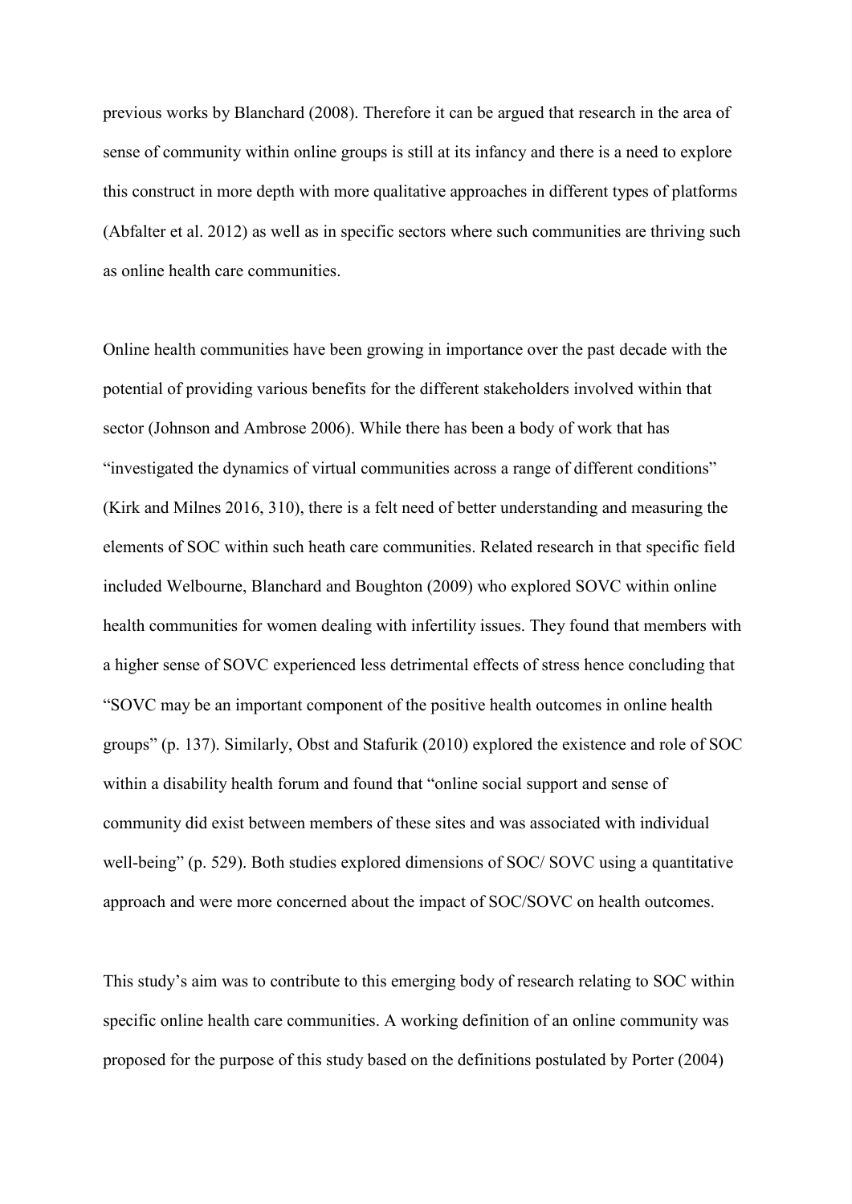previous works by Blanchard (2008). Therefore it can be argued that research in the area of sense of community within online groups is still at its infancy and there is a need to explore this construct in more depth with more qualitative approaches in different types of platforms (Abfalter et al. 2012) as well as in specific sectors where such communities are thriving such as online health care communities.

Online health communities have been growing in importance over the past decade with the potential of providing various benefits for the different stakeholders involved within that sector (Johnson and Ambrose 2006). While there has been a body of work that has "investigated the dynamics of virtual communities across a range of different conditions" (Kirk and Milnes 2016, 310), there is a felt need of better understanding and measuring the elements of SOC within such heath care communities. Related research in that specific field included Welbourne, Blanchard and Boughton (2009) who explored SOVC within online health communities for women dealing with infertility issues. They found that members with a higher sense of SOVC experienced less detrimental effects of stress hence concluding that "SOVC may be an important component of the positive health outcomes in online health groups" (p. 137). Similarly, Obst and Stafurik (2010) explored the existence and role of SOC within a disability health forum and found that "online social support and sense of community did exist between members of these sites and was associated with individual well-being" (p. 529). Both studies explored dimensions of SOC/ SOVC using a quantitative approach and were more concerned about the impact of SOC/SOVC on health outcomes.

This study's aim was to contribute to this emerging body of research relating to SOC within specific online health care communities. A working definition of an online community was proposed for the purpose of this study based on the definitions postulated by Porter (2004)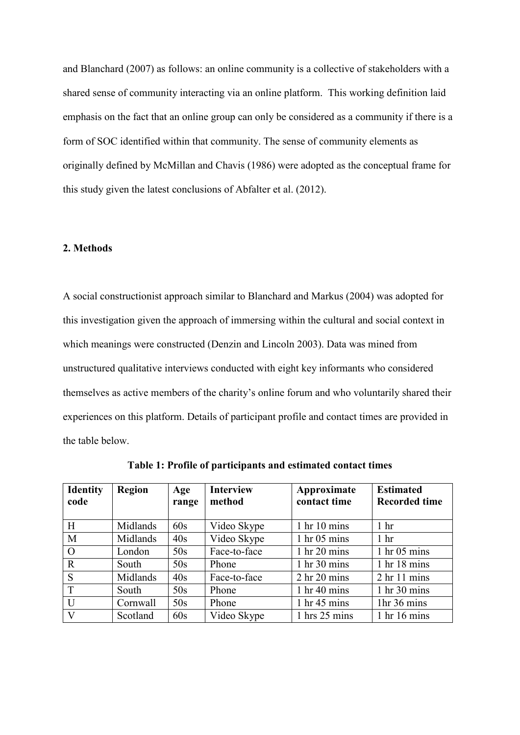and Blanchard (2007) as follows: an online community is a collective of stakeholders with a shared sense of community interacting via an online platform. This working definition laid emphasis on the fact that an online group can only be considered as a community if there is a form of SOC identified within that community. The sense of community elements as originally defined by McMillan and Chavis (1986) were adopted as the conceptual frame for this study given the latest conclusions of Abfalter et al. (2012).

## 2. Methods

A social constructionist approach similar to Blanchard and Markus (2004) was adopted for this investigation given the approach of immersing within the cultural and social context in which meanings were constructed (Denzin and Lincoln 2003). Data was mined from unstructured qualitative interviews conducted with eight key informants who considered themselves as active members of the charity's online forum and who voluntarily shared their experiences on this platform. Details of participant profile and contact times are provided in the table below.

**Table 1: Profile of participants and estimated contact times**

| Identity code | Region | Age range | Interview method | Approximate contact time | Estimated Recorded time |
|---|---|---|---|---|---|
| H | Midlands | 60s | Video Skype | 1 hr 10 mins | 1 hr |
| M | Midlands | 40s | Video Skype | 1 hr 05 mins | 1 hr |
| O | London | 50s | Face-to-face | 1 hr 20 mins | 1 hr 05 mins |
| R | South | 50s | Phone | 1 hr 30 mins | 1 hr 18 mins |
| S | Midlands | 40s | Face-to-face | 2 hr 20 mins | 2 hr 11 mins |
| T | South | 50s | Phone | 1 hr 40 mins | 1 hr 30 mins |
| U | Cornwall | 50s | Phone | 1 hr 45 mins | 1hr 36 mins |
| V | Scotland | 60s | Video Skype | 1 hrs 25 mins | 1 hr 16 mins |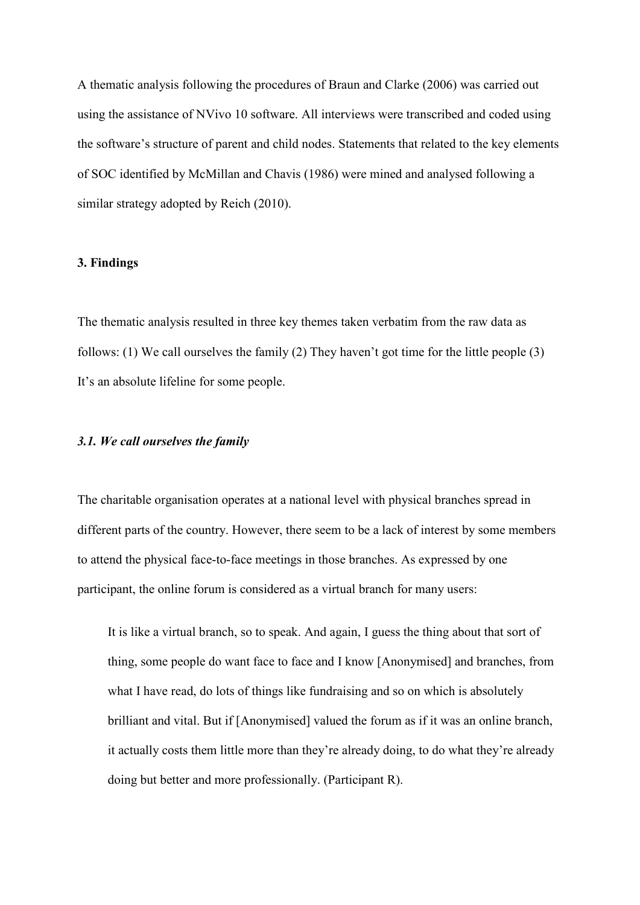A thematic analysis following the procedures of Braun and Clarke (2006) was carried out using the assistance of NVivo 10 software. All interviews were transcribed and coded using the software's structure of parent and child nodes. Statements that related to the key elements of SOC identified by McMillan and Chavis (1986) were mined and analysed following a similar strategy adopted by Reich (2010).

## 3. Findings

The thematic analysis resulted in three key themes taken verbatim from the raw data as follows: (1) We call ourselves the family (2) They haven't got time for the little people (3) It's an absolute lifeline for some people.

### *3.1. We call ourselves the family*

The charitable organisation operates at a national level with physical branches spread in different parts of the country. However, there seem to be a lack of interest by some members to attend the physical face-to-face meetings in those branches. As expressed by one participant, the online forum is considered as a virtual branch for many users:

> It is like a virtual branch, so to speak. And again, I guess the thing about that sort of thing, some people do want face to face and I know [Anonymised] and branches, from what I have read, do lots of things like fundraising and so on which is absolutely brilliant and vital. But if [Anonymised] valued the forum as if it was an online branch, it actually costs them little more than they're already doing, to do what they're already doing but better and more professionally. (Participant R).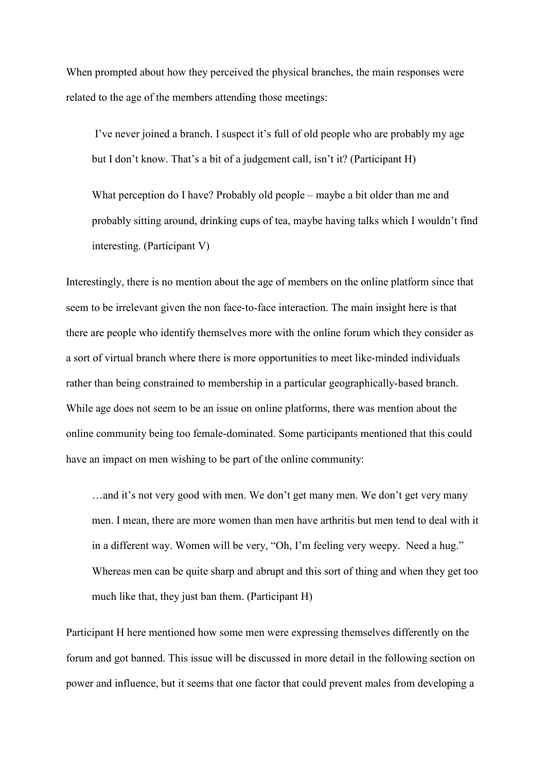When prompted about how they perceived the physical branches, the main responses were related to the age of the members attending those meetings:

> I've never joined a branch. I suspect it's full of old people who are probably my age but I don't know. That's a bit of a judgement call, isn't it? (Participant H)

> What perception do I have? Probably old people – maybe a bit older than me and probably sitting around, drinking cups of tea, maybe having talks which I wouldn't find interesting. (Participant V)

Interestingly, there is no mention about the age of members on the online platform since that seem to be irrelevant given the non face-to-face interaction. The main insight here is that there are people who identify themselves more with the online forum which they consider as a sort of virtual branch where there is more opportunities to meet like-minded individuals rather than being constrained to membership in a particular geographically-based branch. While age does not seem to be an issue on online platforms, there was mention about the online community being too female-dominated. Some participants mentioned that this could have an impact on men wishing to be part of the online community:

> …and it's not very good with men. We don't get many men. We don't get very many men. I mean, there are more women than men have arthritis but men tend to deal with it in a different way. Women will be very, "Oh, I'm feeling very weepy. Need a hug." Whereas men can be quite sharp and abrupt and this sort of thing and when they get too much like that, they just ban them. (Participant H)

Participant H here mentioned how some men were expressing themselves differently on the forum and got banned. This issue will be discussed in more detail in the following section on power and influence, but it seems that one factor that could prevent males from developing a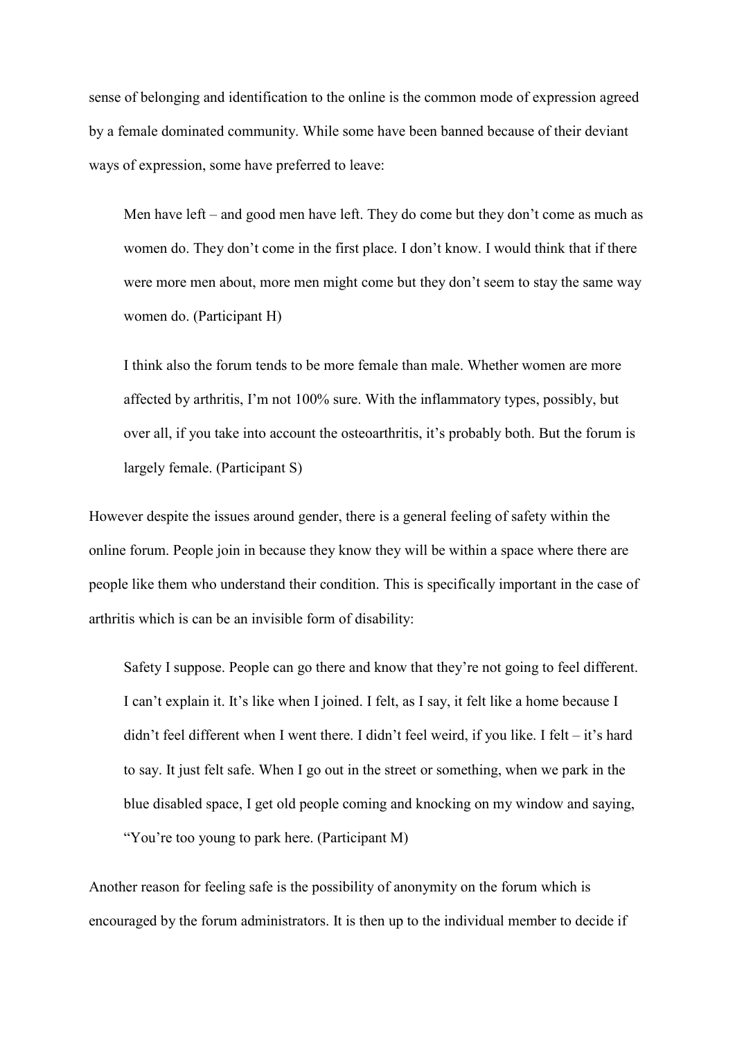sense of belonging and identification to the online is the common mode of expression agreed by a female dominated community. While some have been banned because of their deviant ways of expression, some have preferred to leave:

> Men have left – and good men have left. They do come but they don't come as much as women do. They don't come in the first place. I don't know. I would think that if there were more men about, more men might come but they don't seem to stay the same way women do. (Participant H)

> I think also the forum tends to be more female than male. Whether women are more affected by arthritis, I'm not 100% sure. With the inflammatory types, possibly, but over all, if you take into account the osteoarthritis, it's probably both. But the forum is largely female. (Participant S)

However despite the issues around gender, there is a general feeling of safety within the online forum. People join in because they know they will be within a space where there are people like them who understand their condition. This is specifically important in the case of arthritis which is can be an invisible form of disability:

> Safety I suppose. People can go there and know that they're not going to feel different. I can't explain it. It's like when I joined. I felt, as I say, it felt like a home because I didn't feel different when I went there. I didn't feel weird, if you like. I felt – it's hard to say. It just felt safe. When I go out in the street or something, when we park in the blue disabled space, I get old people coming and knocking on my window and saying, "You're too young to park here. (Participant M)

Another reason for feeling safe is the possibility of anonymity on the forum which is encouraged by the forum administrators. It is then up to the individual member to decide if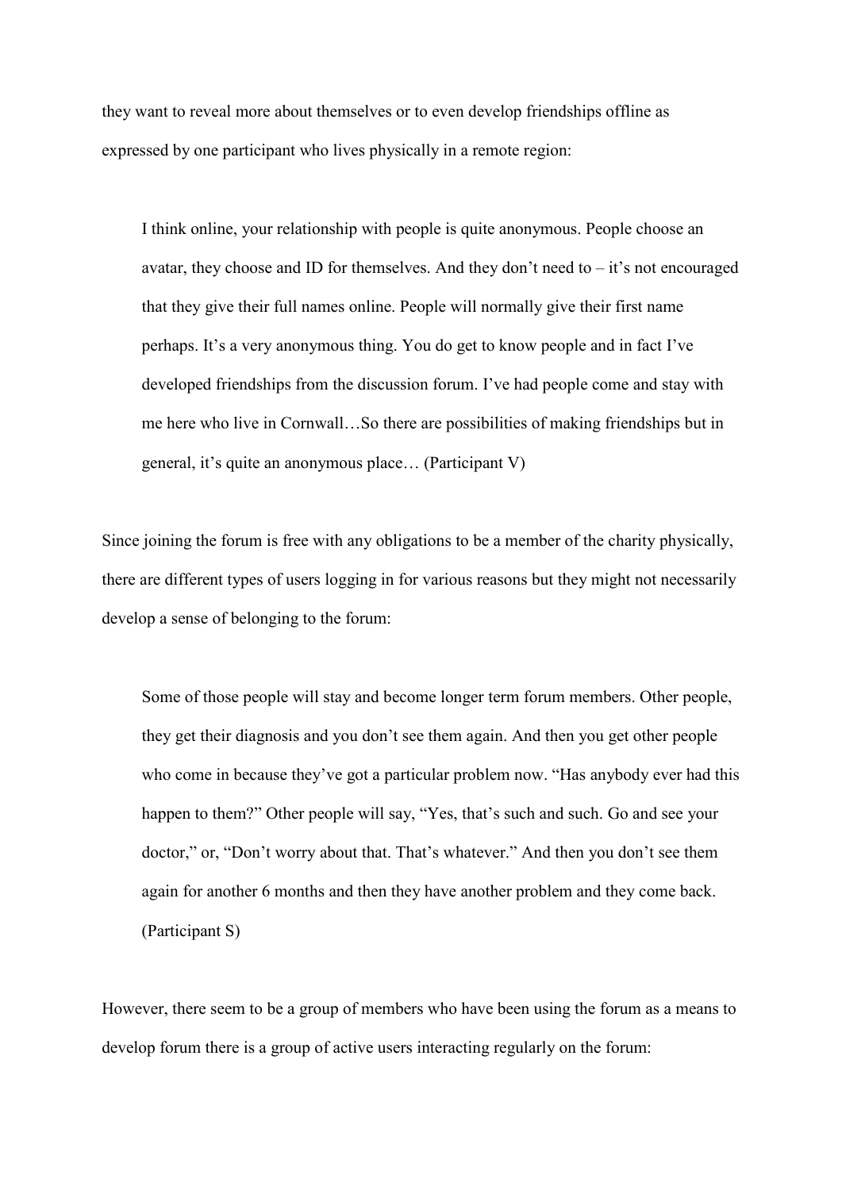they want to reveal more about themselves or to even develop friendships offline as expressed by one participant who lives physically in a remote region:

> I think online, your relationship with people is quite anonymous. People choose an avatar, they choose and ID for themselves. And they don't need to – it's not encouraged that they give their full names online. People will normally give their first name perhaps. It's a very anonymous thing. You do get to know people and in fact I've developed friendships from the discussion forum. I've had people come and stay with me here who live in Cornwall…So there are possibilities of making friendships but in general, it's quite an anonymous place… (Participant V)

Since joining the forum is free with any obligations to be a member of the charity physically, there are different types of users logging in for various reasons but they might not necessarily develop a sense of belonging to the forum:

> Some of those people will stay and become longer term forum members. Other people, they get their diagnosis and you don't see them again. And then you get other people who come in because they've got a particular problem now. "Has anybody ever had this happen to them?" Other people will say, "Yes, that's such and such. Go and see your doctor," or, "Don't worry about that. That's whatever." And then you don't see them again for another 6 months and then they have another problem and they come back. (Participant S)

However, there seem to be a group of members who have been using the forum as a means to develop forum there is a group of active users interacting regularly on the forum: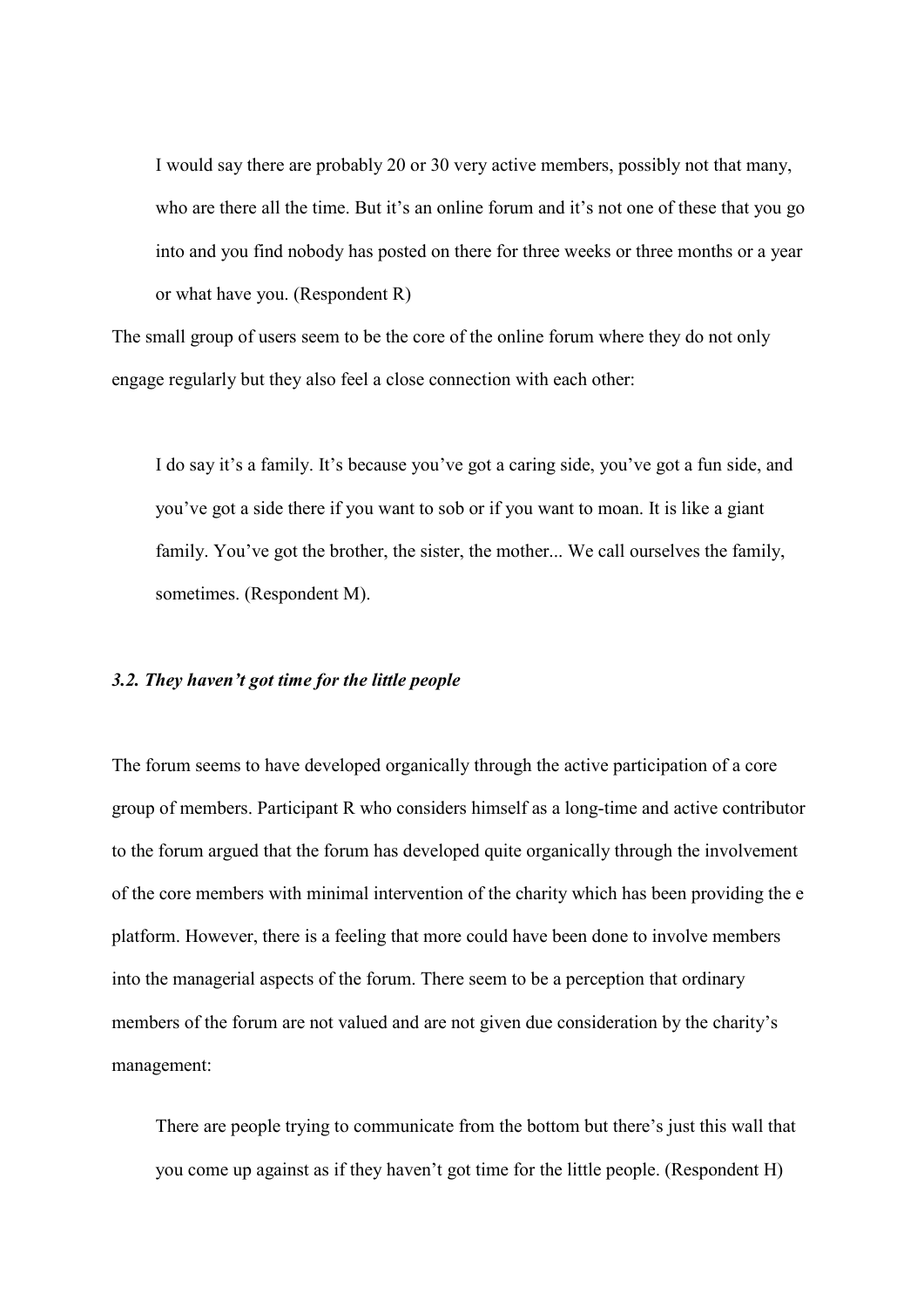> I would say there are probably 20 or 30 very active members, possibly not that many, who are there all the time. But it's an online forum and it's not one of these that you go into and you find nobody has posted on there for three weeks or three months or a year or what have you. (Respondent R)

The small group of users seem to be the core of the online forum where they do not only engage regularly but they also feel a close connection with each other:

> I do say it's a family. It's because you've got a caring side, you've got a fun side, and you've got a side there if you want to sob or if you want to moan. It is like a giant family. You've got the brother, the sister, the mother... We call ourselves the family, sometimes. (Respondent M).

### *3.2. They haven't got time for the little people*

The forum seems to have developed organically through the active participation of a core group of members. Participant R who considers himself as a long-time and active contributor to the forum argued that the forum has developed quite organically through the involvement of the core members with minimal intervention of the charity which has been providing the e platform. However, there is a feeling that more could have been done to involve members into the managerial aspects of the forum. There seem to be a perception that ordinary members of the forum are not valued and are not given due consideration by the charity's management:

> There are people trying to communicate from the bottom but there's just this wall that you come up against as if they haven't got time for the little people. (Respondent H)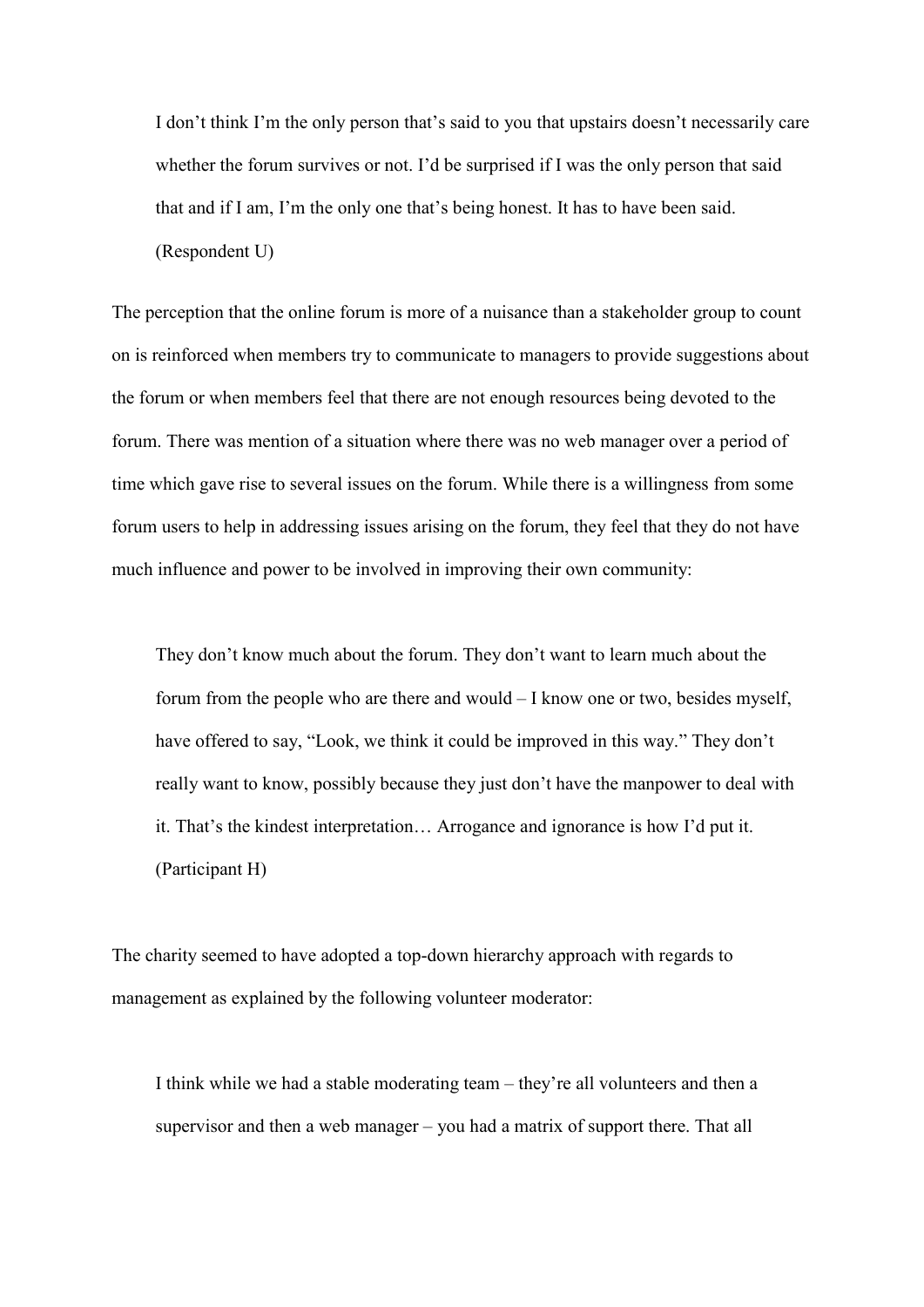> I don't think I'm the only person that's said to you that upstairs doesn't necessarily care whether the forum survives or not. I'd be surprised if I was the only person that said that and if I am, I'm the only one that's being honest. It has to have been said. (Respondent U)

The perception that the online forum is more of a nuisance than a stakeholder group to count on is reinforced when members try to communicate to managers to provide suggestions about the forum or when members feel that there are not enough resources being devoted to the forum. There was mention of a situation where there was no web manager over a period of time which gave rise to several issues on the forum. While there is a willingness from some forum users to help in addressing issues arising on the forum, they feel that they do not have much influence and power to be involved in improving their own community:

> They don't know much about the forum. They don't want to learn much about the forum from the people who are there and would – I know one or two, besides myself, have offered to say, "Look, we think it could be improved in this way." They don't really want to know, possibly because they just don't have the manpower to deal with it. That's the kindest interpretation… Arrogance and ignorance is how I'd put it. (Participant H)

The charity seemed to have adopted a top-down hierarchy approach with regards to management as explained by the following volunteer moderator:

> I think while we had a stable moderating team – they're all volunteers and then a supervisor and then a web manager – you had a matrix of support there. That all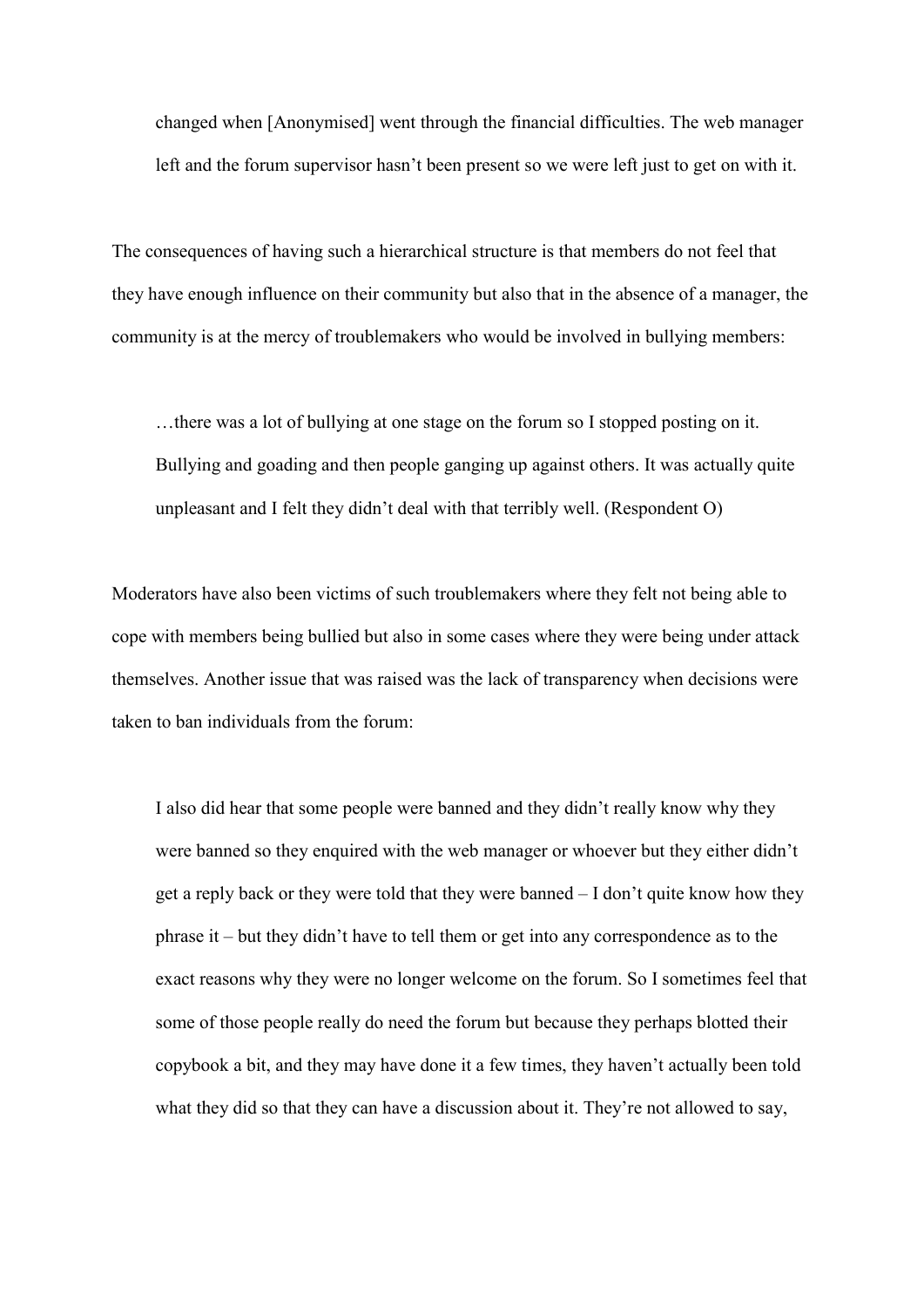> changed when [Anonymised] went through the financial difficulties. The web manager left and the forum supervisor hasn't been present so we were left just to get on with it.

The consequences of having such a hierarchical structure is that members do not feel that they have enough influence on their community but also that in the absence of a manager, the community is at the mercy of troublemakers who would be involved in bullying members:

> …there was a lot of bullying at one stage on the forum so I stopped posting on it. Bullying and goading and then people ganging up against others. It was actually quite unpleasant and I felt they didn't deal with that terribly well. (Respondent O)

Moderators have also been victims of such troublemakers where they felt not being able to cope with members being bullied but also in some cases where they were being under attack themselves. Another issue that was raised was the lack of transparency when decisions were taken to ban individuals from the forum:

> I also did hear that some people were banned and they didn't really know why they were banned so they enquired with the web manager or whoever but they either didn't get a reply back or they were told that they were banned – I don't quite know how they phrase it – but they didn't have to tell them or get into any correspondence as to the exact reasons why they were no longer welcome on the forum. So I sometimes feel that some of those people really do need the forum but because they perhaps blotted their copybook a bit, and they may have done it a few times, they haven't actually been told what they did so that they can have a discussion about it. They're not allowed to say,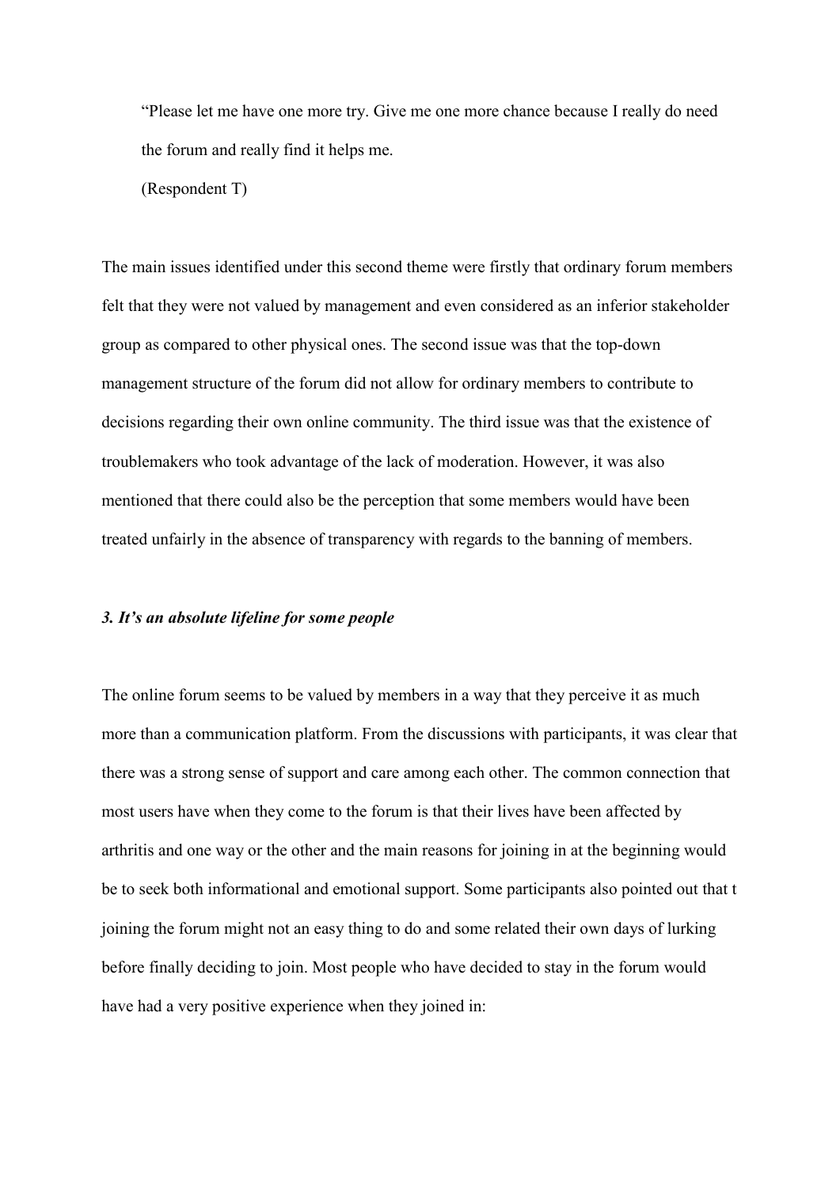> "Please let me have one more try. Give me one more chance because I really do need the forum and really find it helps me.
>
> (Respondent T)

The main issues identified under this second theme were firstly that ordinary forum members felt that they were not valued by management and even considered as an inferior stakeholder group as compared to other physical ones. The second issue was that the top-down management structure of the forum did not allow for ordinary members to contribute to decisions regarding their own online community. The third issue was that the existence of troublemakers who took advantage of the lack of moderation. However, it was also mentioned that there could also be the perception that some members would have been treated unfairly in the absence of transparency with regards to the banning of members.

### *3. It's an absolute lifeline for some people*

The online forum seems to be valued by members in a way that they perceive it as much more than a communication platform. From the discussions with participants, it was clear that there was a strong sense of support and care among each other. The common connection that most users have when they come to the forum is that their lives have been affected by arthritis and one way or the other and the main reasons for joining in at the beginning would be to seek both informational and emotional support. Some participants also pointed out that t joining the forum might not an easy thing to do and some related their own days of lurking before finally deciding to join. Most people who have decided to stay in the forum would have had a very positive experience when they joined in: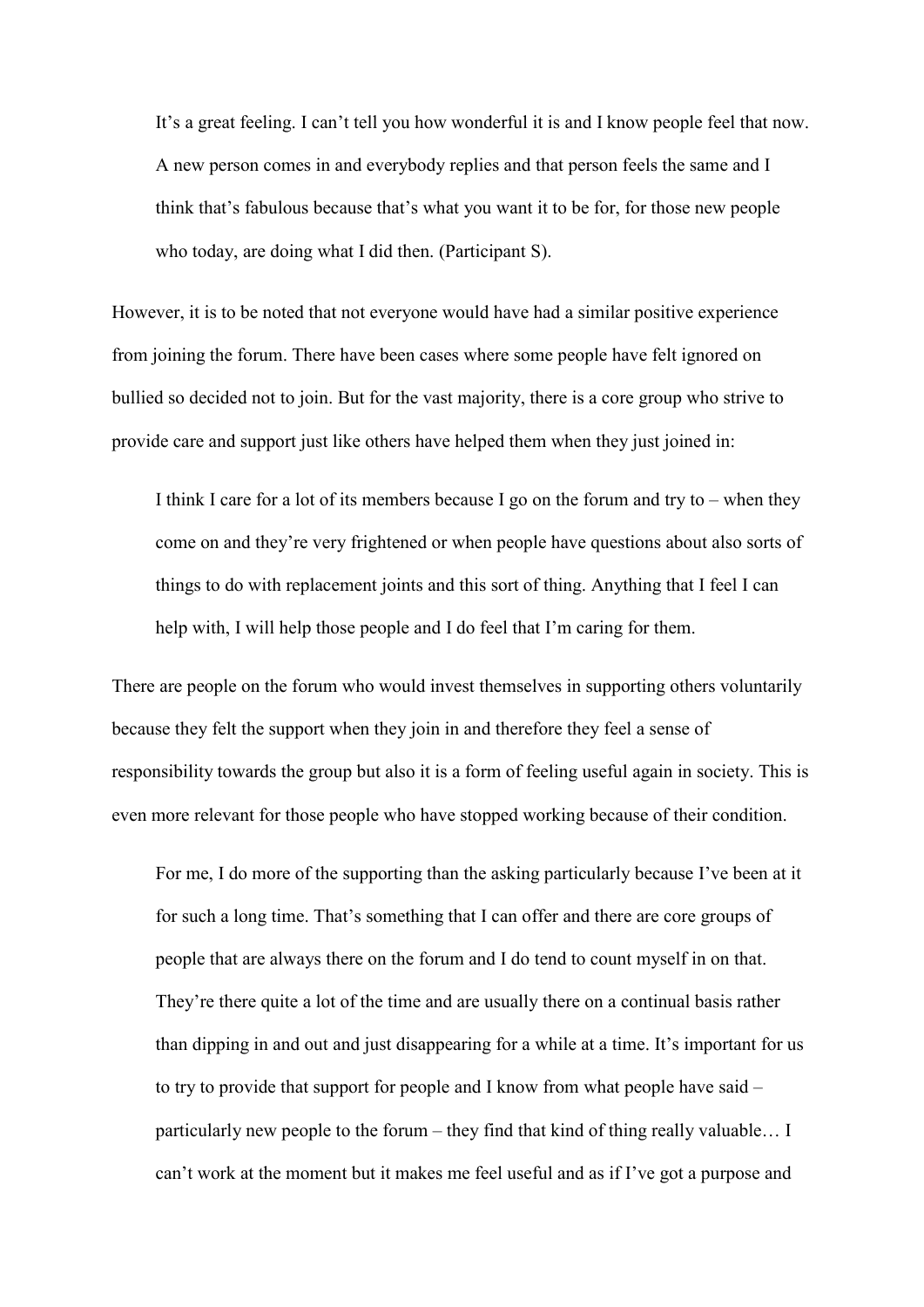> It's a great feeling. I can't tell you how wonderful it is and I know people feel that now. A new person comes in and everybody replies and that person feels the same and I think that's fabulous because that's what you want it to be for, for those new people who today, are doing what I did then. (Participant S).

However, it is to be noted that not everyone would have had a similar positive experience from joining the forum. There have been cases where some people have felt ignored on bullied so decided not to join. But for the vast majority, there is a core group who strive to provide care and support just like others have helped them when they just joined in:

> I think I care for a lot of its members because I go on the forum and try to – when they come on and they're very frightened or when people have questions about also sorts of things to do with replacement joints and this sort of thing. Anything that I feel I can help with, I will help those people and I do feel that I'm caring for them.

There are people on the forum who would invest themselves in supporting others voluntarily because they felt the support when they join in and therefore they feel a sense of responsibility towards the group but also it is a form of feeling useful again in society. This is even more relevant for those people who have stopped working because of their condition.

> For me, I do more of the supporting than the asking particularly because I've been at it for such a long time. That's something that I can offer and there are core groups of people that are always there on the forum and I do tend to count myself in on that. They're there quite a lot of the time and are usually there on a continual basis rather than dipping in and out and just disappearing for a while at a time. It's important for us to try to provide that support for people and I know from what people have said – particularly new people to the forum – they find that kind of thing really valuable… I can't work at the moment but it makes me feel useful and as if I've got a purpose and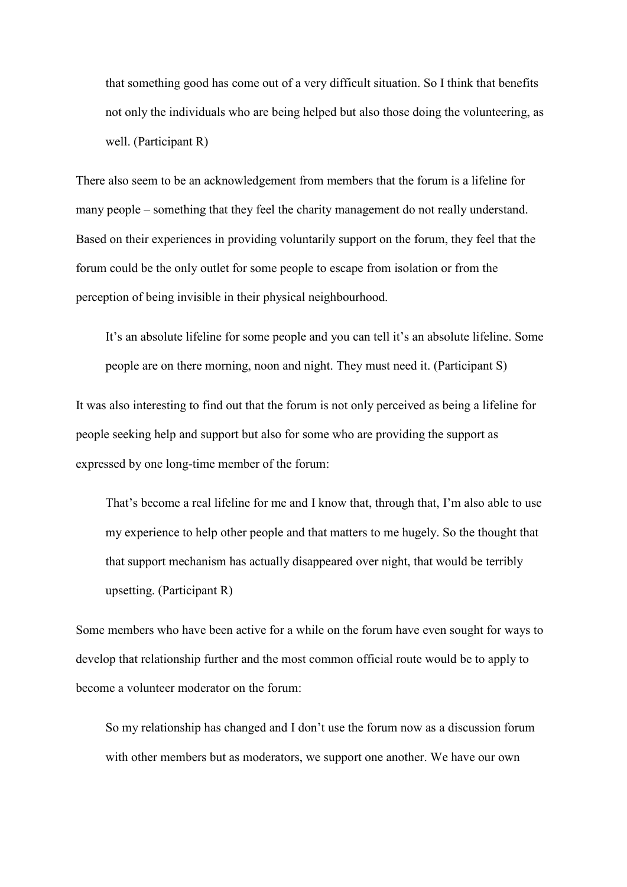> that something good has come out of a very difficult situation. So I think that benefits not only the individuals who are being helped but also those doing the volunteering, as well. (Participant R)

There also seem to be an acknowledgement from members that the forum is a lifeline for many people – something that they feel the charity management do not really understand. Based on their experiences in providing voluntarily support on the forum, they feel that the forum could be the only outlet for some people to escape from isolation or from the perception of being invisible in their physical neighbourhood.

> It's an absolute lifeline for some people and you can tell it's an absolute lifeline. Some people are on there morning, noon and night. They must need it. (Participant S)

It was also interesting to find out that the forum is not only perceived as being a lifeline for people seeking help and support but also for some who are providing the support as expressed by one long-time member of the forum:

> That's become a real lifeline for me and I know that, through that, I'm also able to use my experience to help other people and that matters to me hugely. So the thought that that support mechanism has actually disappeared over night, that would be terribly upsetting. (Participant R)

Some members who have been active for a while on the forum have even sought for ways to develop that relationship further and the most common official route would be to apply to become a volunteer moderator on the forum:

> So my relationship has changed and I don't use the forum now as a discussion forum with other members but as moderators, we support one another. We have our own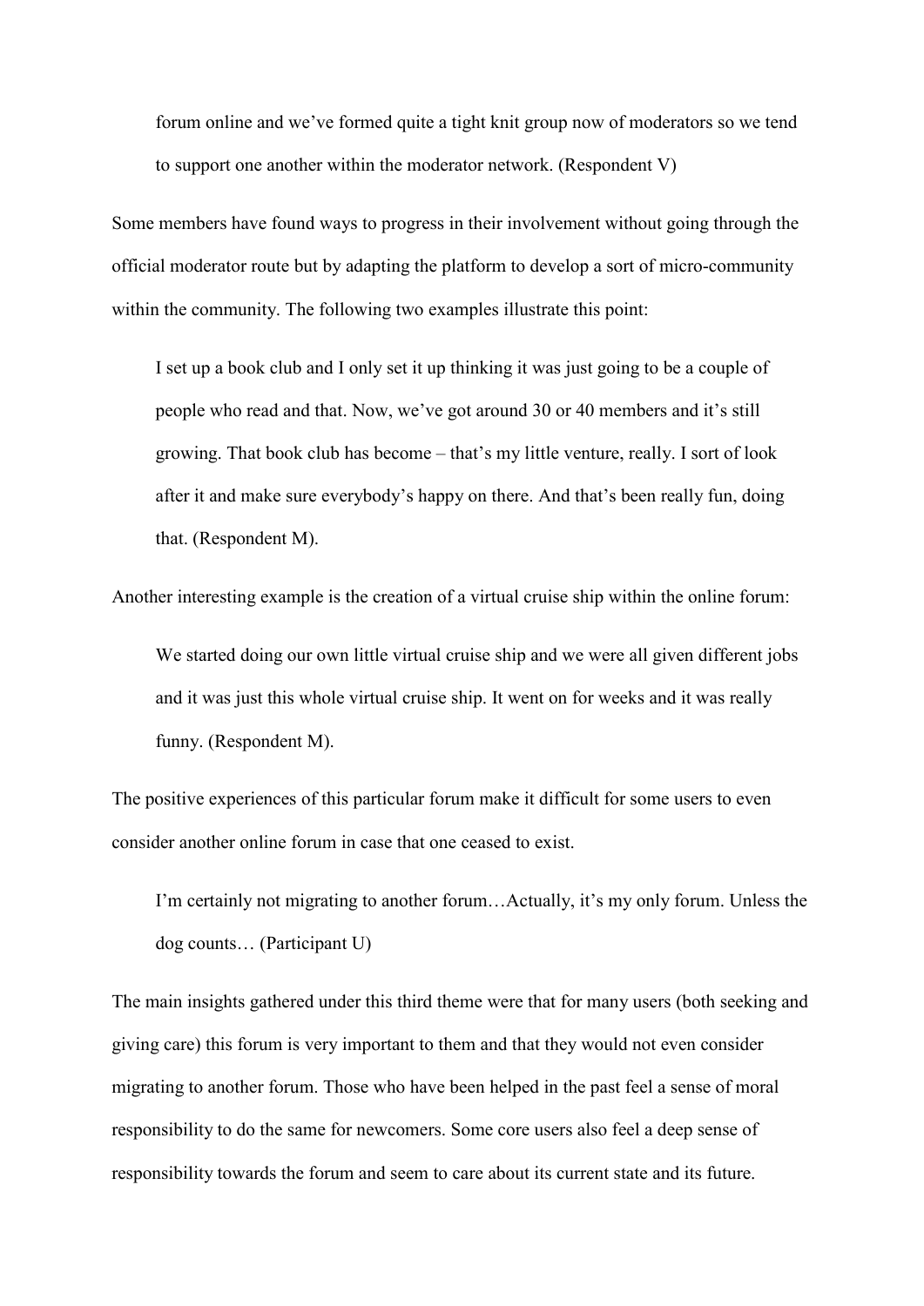> forum online and we've formed quite a tight knit group now of moderators so we tend to support one another within the moderator network. (Respondent V)

Some members have found ways to progress in their involvement without going through the official moderator route but by adapting the platform to develop a sort of micro-community within the community. The following two examples illustrate this point:

> I set up a book club and I only set it up thinking it was just going to be a couple of people who read and that. Now, we've got around 30 or 40 members and it's still growing. That book club has become – that's my little venture, really. I sort of look after it and make sure everybody's happy on there. And that's been really fun, doing that. (Respondent M).

Another interesting example is the creation of a virtual cruise ship within the online forum:

> We started doing our own little virtual cruise ship and we were all given different jobs and it was just this whole virtual cruise ship. It went on for weeks and it was really funny. (Respondent M).

The positive experiences of this particular forum make it difficult for some users to even consider another online forum in case that one ceased to exist.

> I'm certainly not migrating to another forum…Actually, it's my only forum. Unless the dog counts… (Participant U)

The main insights gathered under this third theme were that for many users (both seeking and giving care) this forum is very important to them and that they would not even consider migrating to another forum. Those who have been helped in the past feel a sense of moral responsibility to do the same for newcomers. Some core users also feel a deep sense of responsibility towards the forum and seem to care about its current state and its future.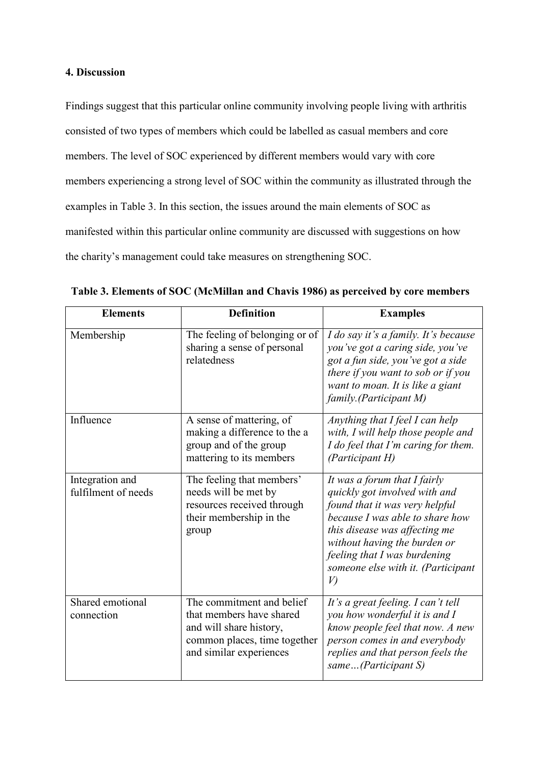## 4. Discussion

Findings suggest that this particular online community involving people living with arthritis consisted of two types of members which could be labelled as casual members and core members. The level of SOC experienced by different members would vary with core members experiencing a strong level of SOC within the community as illustrated through the examples in Table 3. In this section, the issues around the main elements of SOC as manifested within this particular online community are discussed with suggestions on how the charity's management could take measures on strengthening SOC.

**Table 3. Elements of SOC (McMillan and Chavis 1986) as perceived by core members**

| Elements | Definition | Examples |
| --- | --- | --- |
| Membership | The feeling of belonging or of sharing a sense of personal relatedness | *I do say it's a family. It's because you've got a caring side, you've got a fun side, you've got a side there if you want to sob or if you want to moan. It is like a giant family.(Participant M)* |
| Influence | A sense of mattering, of making a difference to the a group and of the group mattering to its members | *Anything that I feel I can help with, I will help those people and I do feel that I'm caring for them. (Participant H)* |
| Integration and fulfilment of needs | The feeling that members' needs will be met by resources received through their membership in the group | *It was a forum that I fairly quickly got involved with and found that it was very helpful because I was able to share how this disease was affecting me without having the burden or feeling that I was burdening someone else with it. (Participant V)* |
| Shared emotional connection | The commitment and belief that members have shared and will share history, common places, time together and similar experiences | *It's a great feeling. I can't tell you how wonderful it is and I know people feel that now. A new person comes in and everybody replies and that person feels the same…(Participant S)* |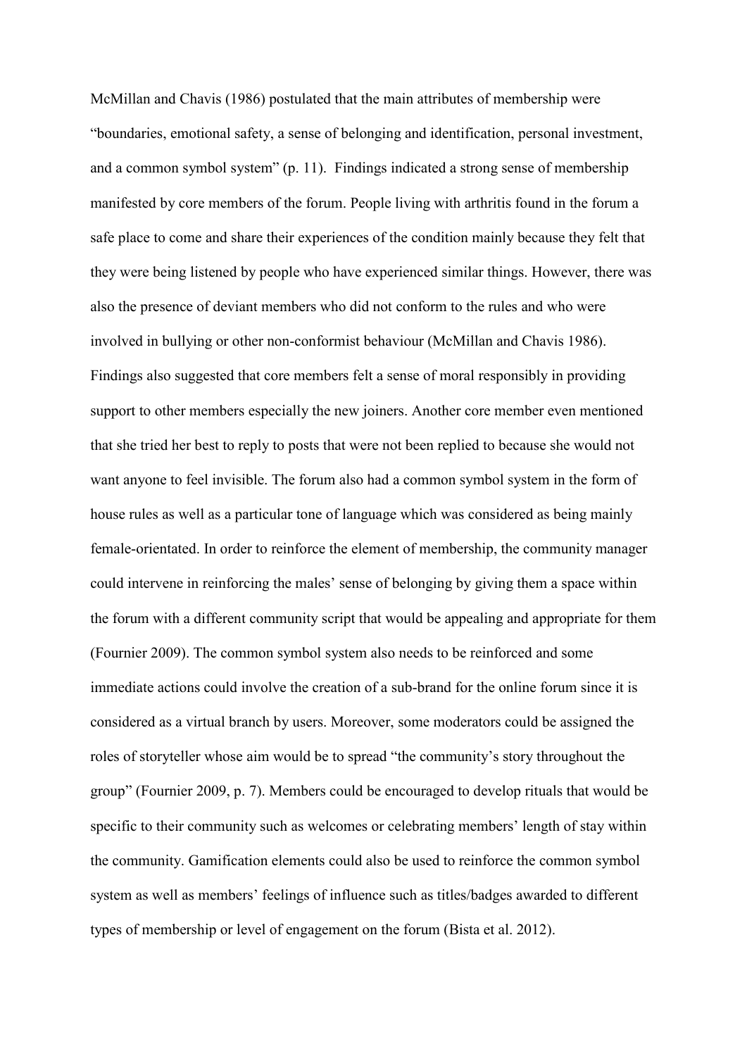McMillan and Chavis (1986) postulated that the main attributes of membership were "boundaries, emotional safety, a sense of belonging and identification, personal investment, and a common symbol system" (p. 11). Findings indicated a strong sense of membership manifested by core members of the forum. People living with arthritis found in the forum a safe place to come and share their experiences of the condition mainly because they felt that they were being listened by people who have experienced similar things. However, there was also the presence of deviant members who did not conform to the rules and who were involved in bullying or other non-conformist behaviour (McMillan and Chavis 1986). Findings also suggested that core members felt a sense of moral responsibly in providing support to other members especially the new joiners. Another core member even mentioned that she tried her best to reply to posts that were not been replied to because she would not want anyone to feel invisible. The forum also had a common symbol system in the form of house rules as well as a particular tone of language which was considered as being mainly female-orientated. In order to reinforce the element of membership, the community manager could intervene in reinforcing the males' sense of belonging by giving them a space within the forum with a different community script that would be appealing and appropriate for them (Fournier 2009). The common symbol system also needs to be reinforced and some immediate actions could involve the creation of a sub-brand for the online forum since it is considered as a virtual branch by users. Moreover, some moderators could be assigned the roles of storyteller whose aim would be to spread "the community's story throughout the group" (Fournier 2009, p. 7). Members could be encouraged to develop rituals that would be specific to their community such as welcomes or celebrating members' length of stay within the community. Gamification elements could also be used to reinforce the common symbol system as well as members' feelings of influence such as titles/badges awarded to different types of membership or level of engagement on the forum (Bista et al. 2012).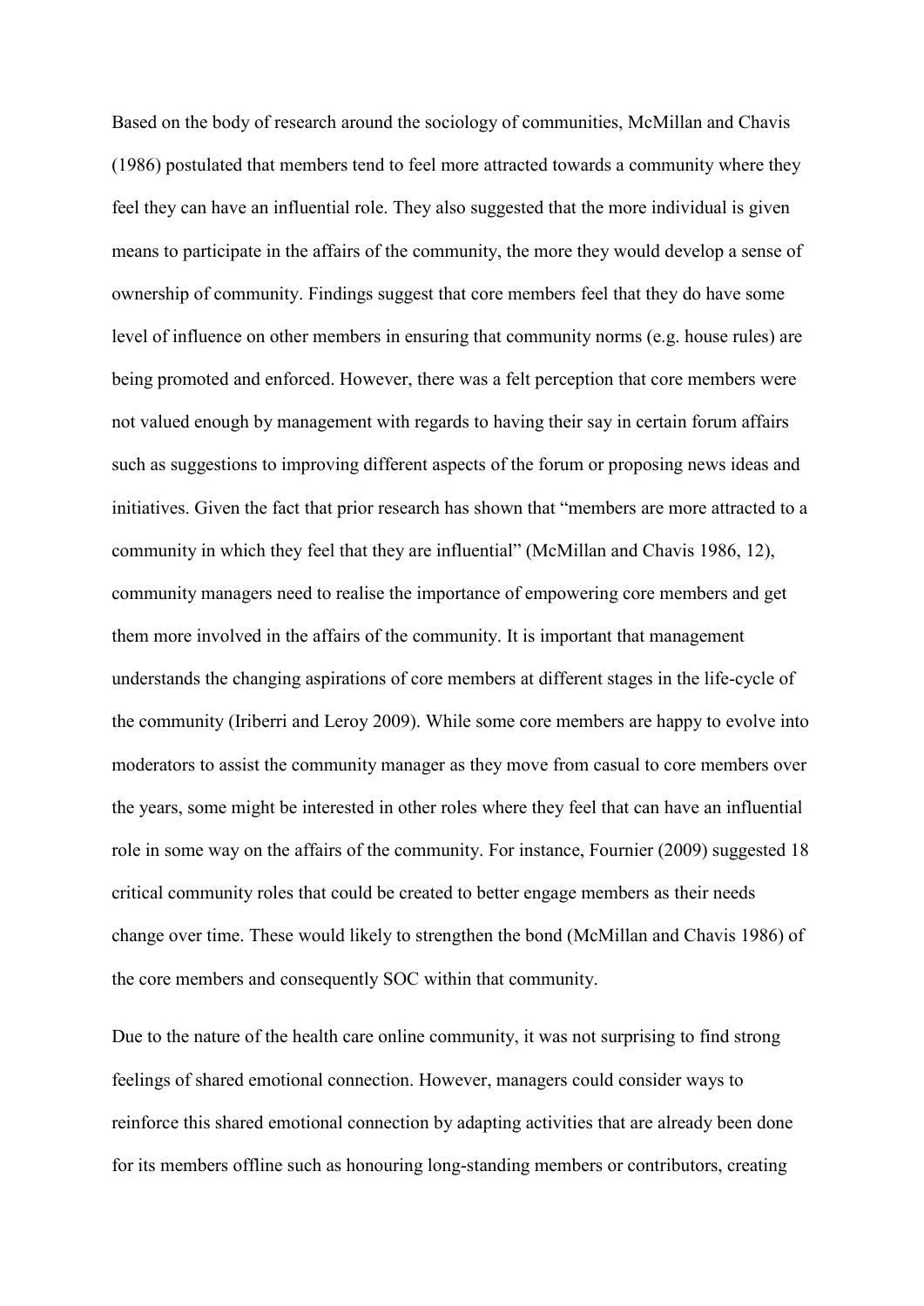Based on the body of research around the sociology of communities, McMillan and Chavis (1986) postulated that members tend to feel more attracted towards a community where they feel they can have an influential role. They also suggested that the more individual is given means to participate in the affairs of the community, the more they would develop a sense of ownership of community. Findings suggest that core members feel that they do have some level of influence on other members in ensuring that community norms (e.g. house rules) are being promoted and enforced. However, there was a felt perception that core members were not valued enough by management with regards to having their say in certain forum affairs such as suggestions to improving different aspects of the forum or proposing news ideas and initiatives. Given the fact that prior research has shown that "members are more attracted to a community in which they feel that they are influential" (McMillan and Chavis 1986, 12), community managers need to realise the importance of empowering core members and get them more involved in the affairs of the community. It is important that management understands the changing aspirations of core members at different stages in the life-cycle of the community (Iriberri and Leroy 2009). While some core members are happy to evolve into moderators to assist the community manager as they move from casual to core members over the years, some might be interested in other roles where they feel that can have an influential role in some way on the affairs of the community. For instance, Fournier (2009) suggested 18 critical community roles that could be created to better engage members as their needs change over time. These would likely to strengthen the bond (McMillan and Chavis 1986) of the core members and consequently SOC within that community.

Due to the nature of the health care online community, it was not surprising to find strong feelings of shared emotional connection. However, managers could consider ways to reinforce this shared emotional connection by adapting activities that are already been done for its members offline such as honouring long-standing members or contributors, creating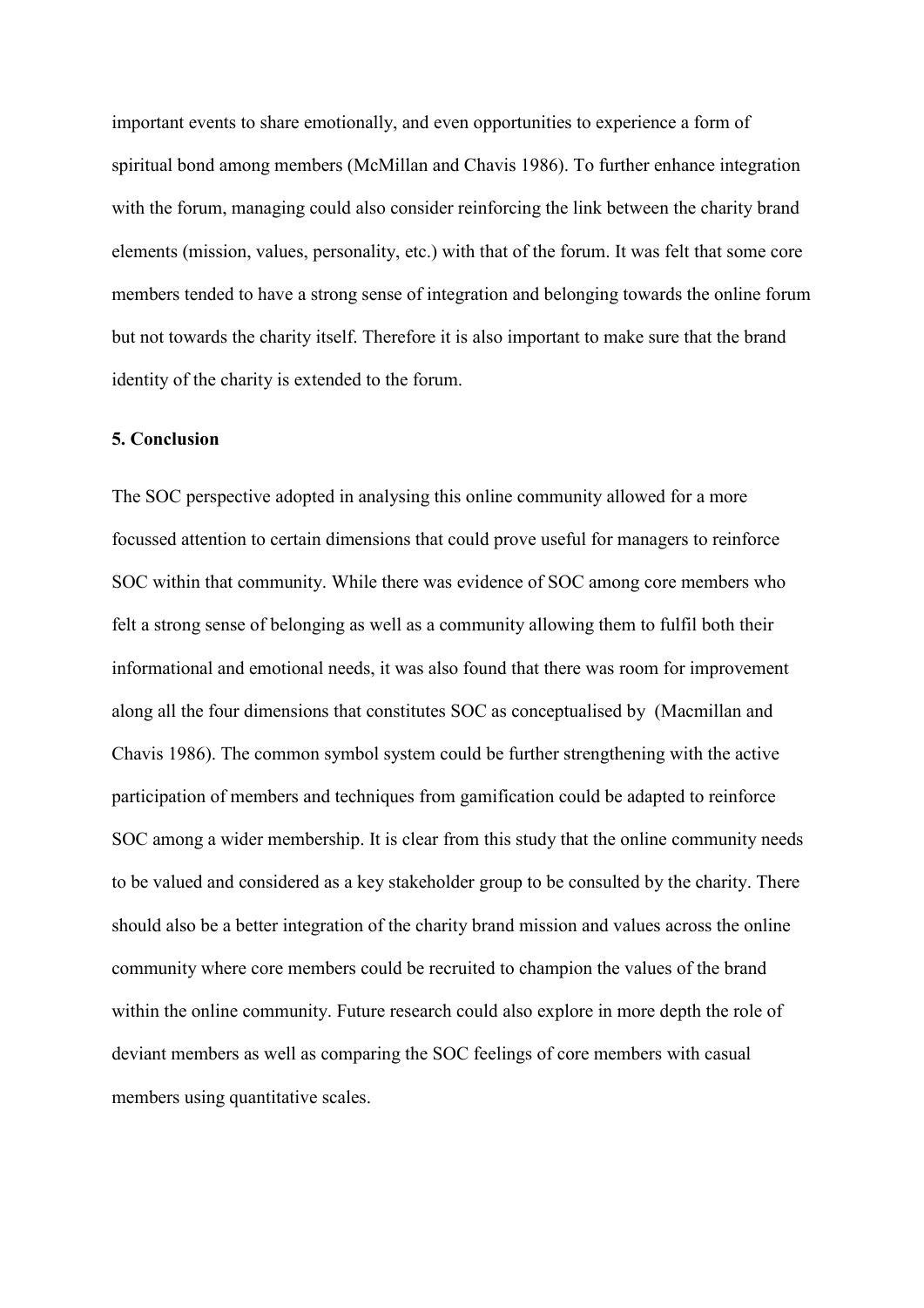important events to share emotionally, and even opportunities to experience a form of spiritual bond among members (McMillan and Chavis 1986). To further enhance integration with the forum, managing could also consider reinforcing the link between the charity brand elements (mission, values, personality, etc.) with that of the forum. It was felt that some core members tended to have a strong sense of integration and belonging towards the online forum but not towards the charity itself. Therefore it is also important to make sure that the brand identity of the charity is extended to the forum.

### 5. Conclusion

The SOC perspective adopted in analysing this online community allowed for a more focussed attention to certain dimensions that could prove useful for managers to reinforce SOC within that community. While there was evidence of SOC among core members who felt a strong sense of belonging as well as a community allowing them to fulfil both their informational and emotional needs, it was also found that there was room for improvement along all the four dimensions that constitutes SOC as conceptualised by  (Macmillan and Chavis 1986). The common symbol system could be further strengthening with the active participation of members and techniques from gamification could be adapted to reinforce SOC among a wider membership. It is clear from this study that the online community needs to be valued and considered as a key stakeholder group to be consulted by the charity. There should also be a better integration of the charity brand mission and values across the online community where core members could be recruited to champion the values of the brand within the online community. Future research could also explore in more depth the role of deviant members as well as comparing the SOC feelings of core members with casual members using quantitative scales.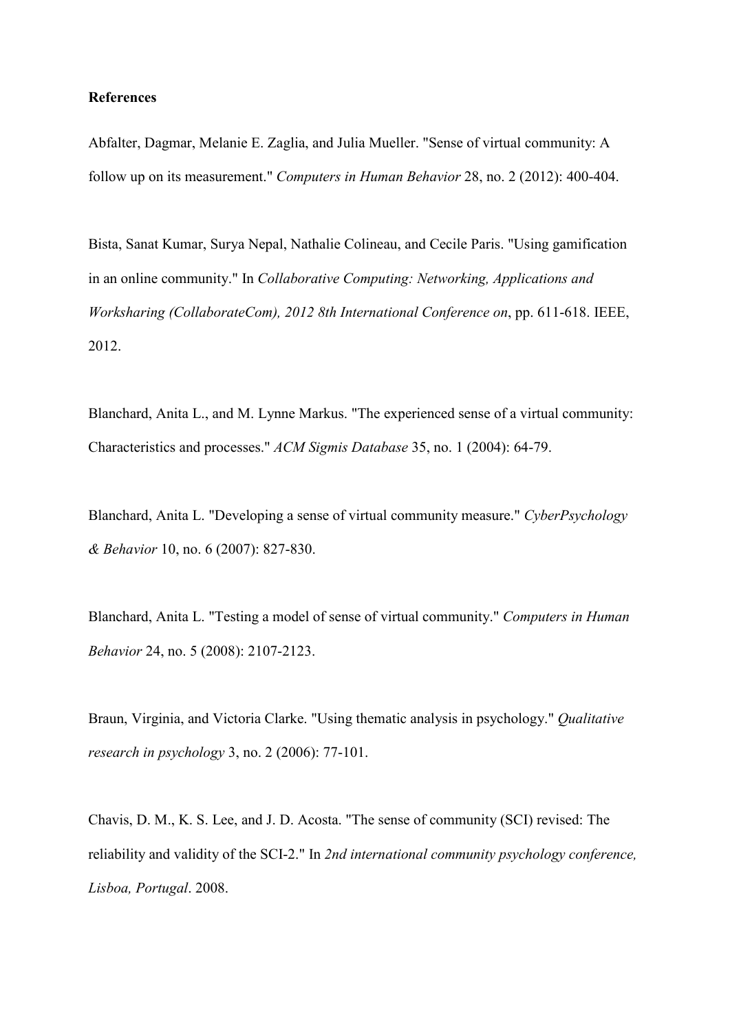**References**

Abfalter, Dagmar, Melanie E. Zaglia, and Julia Mueller. "Sense of virtual community: A follow up on its measurement." *Computers in Human Behavior* 28, no. 2 (2012): 400-404.

Bista, Sanat Kumar, Surya Nepal, Nathalie Colineau, and Cecile Paris. "Using gamification in an online community." In *Collaborative Computing: Networking, Applications and Worksharing (CollaborateCom), 2012 8th International Conference on*, pp. 611-618. IEEE, 2012.

Blanchard, Anita L., and M. Lynne Markus. "The experienced sense of a virtual community: Characteristics and processes." *ACM Sigmis Database* 35, no. 1 (2004): 64-79.

Blanchard, Anita L. "Developing a sense of virtual community measure." *CyberPsychology & Behavior* 10, no. 6 (2007): 827-830.

Blanchard, Anita L. "Testing a model of sense of virtual community." *Computers in Human Behavior* 24, no. 5 (2008): 2107-2123.

Braun, Virginia, and Victoria Clarke. "Using thematic analysis in psychology." *Qualitative research in psychology* 3, no. 2 (2006): 77-101.

Chavis, D. M., K. S. Lee, and J. D. Acosta. "The sense of community (SCI) revised: The reliability and validity of the SCI-2." In *2nd international community psychology conference, Lisboa, Portugal*. 2008.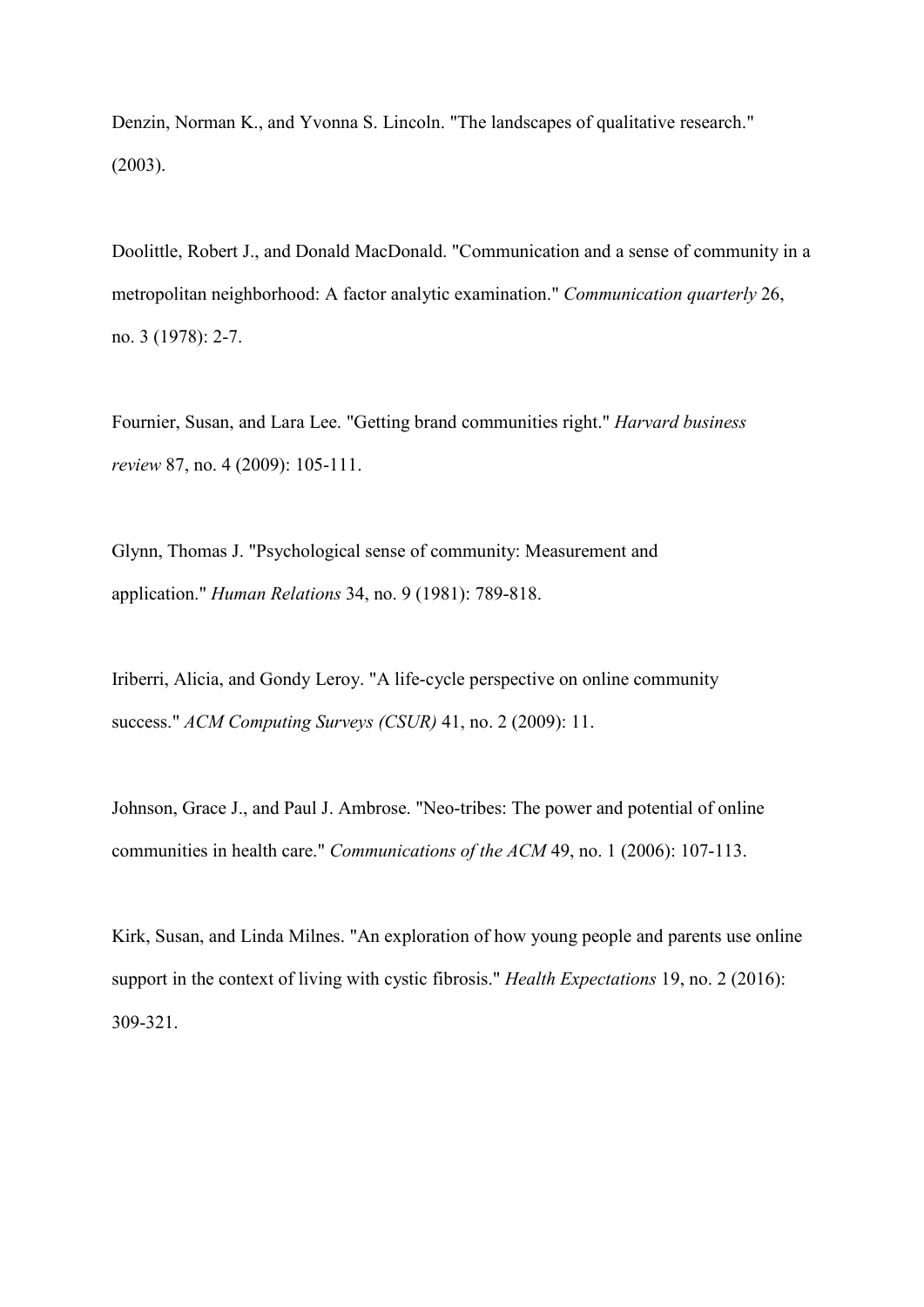Denzin, Norman K., and Yvonna S. Lincoln. "The landscapes of qualitative research." (2003).

Doolittle, Robert J., and Donald MacDonald. "Communication and a sense of community in a metropolitan neighborhood: A factor analytic examination." *Communication quarterly* 26, no. 3 (1978): 2-7.

Fournier, Susan, and Lara Lee. "Getting brand communities right." *Harvard business review* 87, no. 4 (2009): 105-111.

Glynn, Thomas J. "Psychological sense of community: Measurement and application." *Human Relations* 34, no. 9 (1981): 789-818.

Iriberri, Alicia, and Gondy Leroy. "A life-cycle perspective on online community success." *ACM Computing Surveys (CSUR)* 41, no. 2 (2009): 11.

Johnson, Grace J., and Paul J. Ambrose. "Neo-tribes: The power and potential of online communities in health care." *Communications of the ACM* 49, no. 1 (2006): 107-113.

Kirk, Susan, and Linda Milnes. "An exploration of how young people and parents use online support in the context of living with cystic fibrosis." *Health Expectations* 19, no. 2 (2016): 309-321.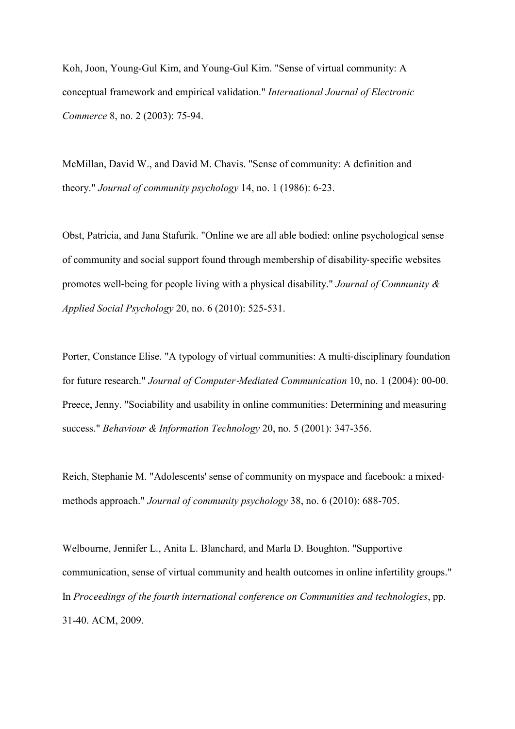Koh, Joon, Young-Gul Kim, and Young-Gul Kim. "Sense of virtual community: A conceptual framework and empirical validation." *International Journal of Electronic Commerce* 8, no. 2 (2003): 75-94.

McMillan, David W., and David M. Chavis. "Sense of community: A definition and theory." *Journal of community psychology* 14, no. 1 (1986): 6-23.

Obst, Patricia, and Jana Stafurik. "Online we are all able bodied: online psychological sense of community and social support found through membership of disability-specific websites promotes well-being for people living with a physical disability." *Journal of Community & Applied Social Psychology* 20, no. 6 (2010): 525-531.

Porter, Constance Elise. "A typology of virtual communities: A multi-disciplinary foundation for future research." *Journal of Computer-Mediated Communication* 10, no. 1 (2004): 00-00.

Preece, Jenny. "Sociability and usability in online communities: Determining and measuring success." *Behaviour & Information Technology* 20, no. 5 (2001): 347-356.

Reich, Stephanie M. "Adolescents' sense of community on myspace and facebook: a mixed-methods approach." *Journal of community psychology* 38, no. 6 (2010): 688-705.

Welbourne, Jennifer L., Anita L. Blanchard, and Marla D. Boughton. "Supportive communication, sense of virtual community and health outcomes in online infertility groups." In *Proceedings of the fourth international conference on Communities and technologies*, pp. 31-40. ACM, 2009.